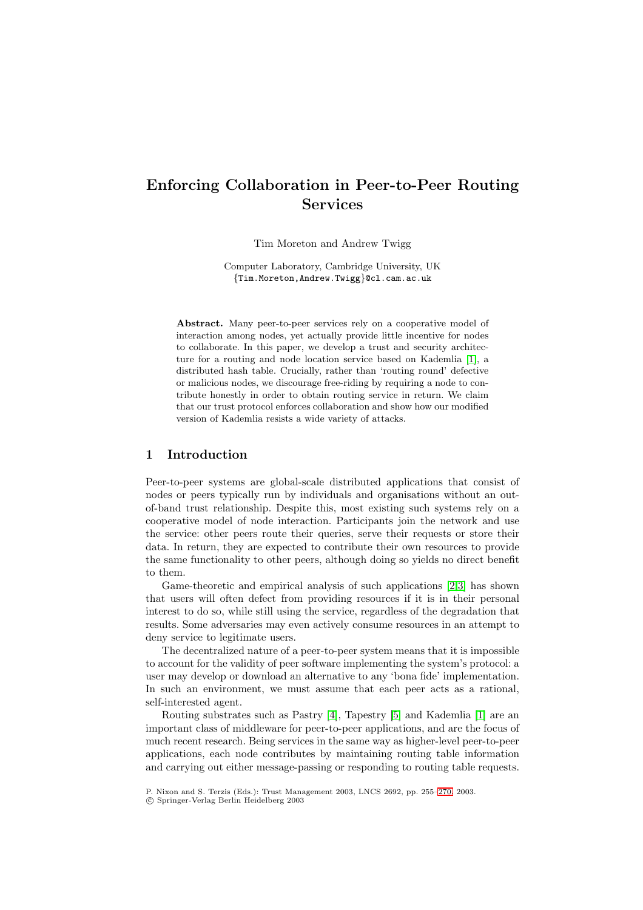# Enforcing Collaboration in Peer-to-Peer Routing Services

Tim Moreton and Andrew Twigg

Computer Laboratory, Cambridge University, UK
{Tim.Moreton,Andrew.Twigg}@cl.cam.ac.uk

**Abstract.** Many peer-to-peer services rely on a cooperative model of interaction among nodes, yet actually provide little incentive for nodes to collaborate. In this paper, we develop a trust and security architecture for a routing and node location service based on Kademlia [1], a distributed hash table. Crucially, rather than 'routing round' defective or malicious nodes, we discourage free-riding by requiring a node to contribute honestly in order to obtain routing service in return. We claim that our trust protocol enforces collaboration and show how our modified version of Kademlia resists a wide variety of attacks.

## 1 Introduction

Peer-to-peer systems are global-scale distributed applications that consist of nodes or peers typically run by individuals and organisations without an out-of-band trust relationship. Despite this, most existing such systems rely on a cooperative model of node interaction. Participants join the network and use the service: other peers route their queries, serve their requests or store their data. In return, they are expected to contribute their own resources to provide the same functionality to other peers, although doing so yields no direct benefit to them.

Game-theoretic and empirical analysis of such applications [2,3] has shown that users will often defect from providing resources if it is in their personal interest to do so, while still using the service, regardless of the degradation that results. Some adversaries may even actively consume resources in an attempt to deny service to legitimate users.

The decentralized nature of a peer-to-peer system means that it is impossible to account for the validity of peer software implementing the system's protocol: a user may develop or download an alternative to any 'bona fide' implementation. In such an environment, we must assume that each peer acts as a rational, self-interested agent.

Routing substrates such as Pastry [4], Tapestry [5] and Kademlia [1] are an important class of middleware for peer-to-peer applications, and are the focus of much recent research. Being services in the same way as higher-level peer-to-peer applications, each node contributes by maintaining routing table information and carrying out either message-passing or responding to routing table requests.

P. Nixon and S. Terzis (Eds.): Trust Management 2003, LNCS 2692, pp. 255–270, 2003.
© Springer-Verlag Berlin Heidelberg 2003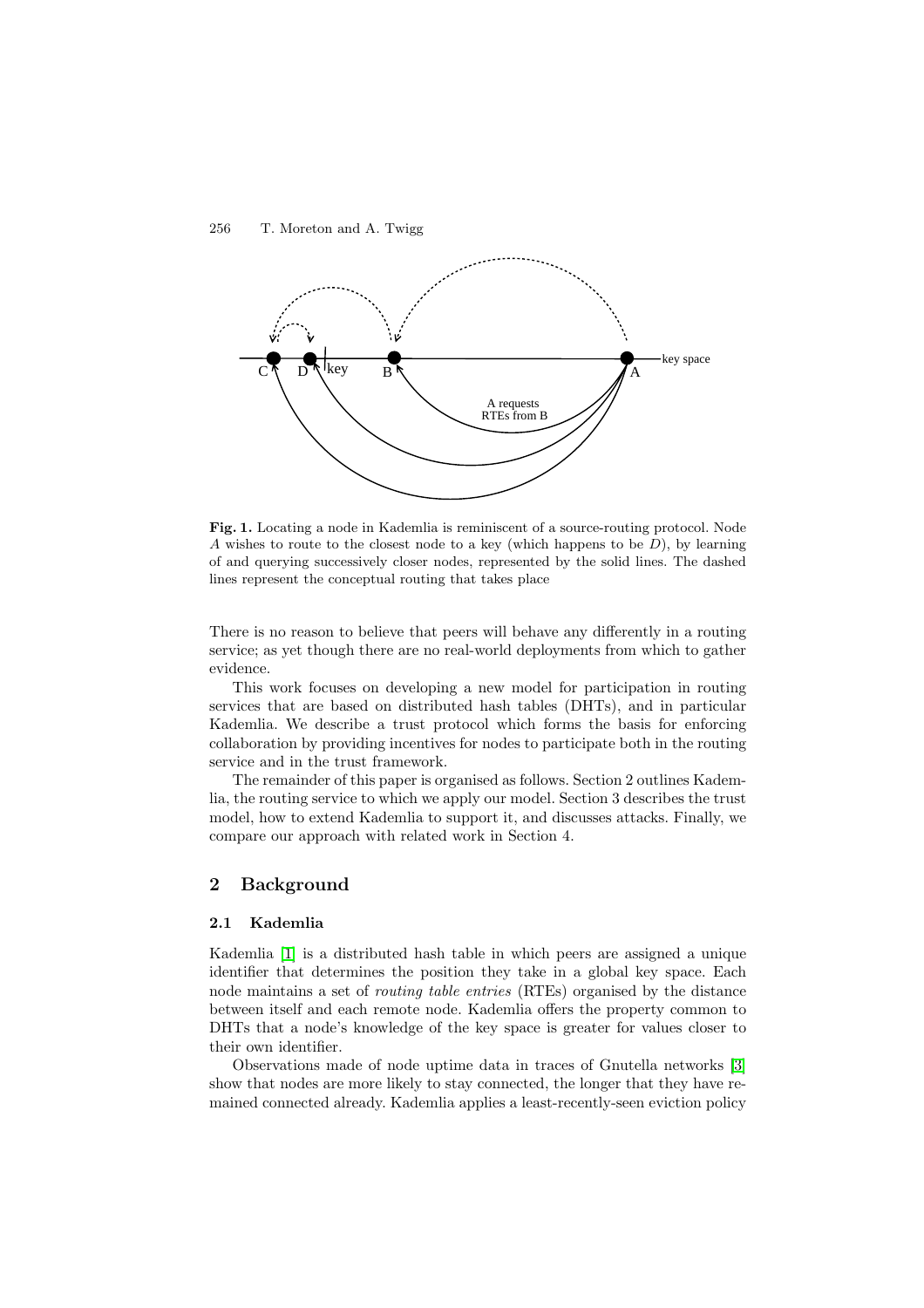**Fig. 1.** Locating a node in Kademlia is reminiscent of a source-routing protocol. Node $A$ wishes to route to the closest node to a key (which happens to be $D$), by learning of and querying successively closer nodes, represented by the solid lines. The dashed lines represent the conceptual routing that takes place

There is no reason to believe that peers will behave any differently in a routing service; as yet though there are no real-world deployments from which to gather evidence.

This work focuses on developing a new model for participation in routing services that are based on distributed hash tables (DHTs), and in particular Kademlia. We describe a trust protocol which forms the basis for enforcing collaboration by providing incentives for nodes to participate both in the routing service and in the trust framework.

The remainder of this paper is organised as follows. Section 2 outlines Kademlia, the routing service to which we apply our model. Section 3 describes the trust model, how to extend Kademlia to support it, and discusses attacks. Finally, we compare our approach with related work in Section 4.

## 2 Background

### 2.1 Kademlia

Kademlia [1] is a distributed hash table in which peers are assigned a unique identifier that determines the position they take in a global key space. Each node maintains a set of *routing table entries* (RTEs) organised by the distance between itself and each remote node. Kademlia offers the property common to DHTs that a node's knowledge of the key space is greater for values closer to their own identifier.

Observations made of node uptime data in traces of Gnutella networks [3] show that nodes are more likely to stay connected, the longer that they have remained connected already. Kademlia applies a least-recently-seen eviction policy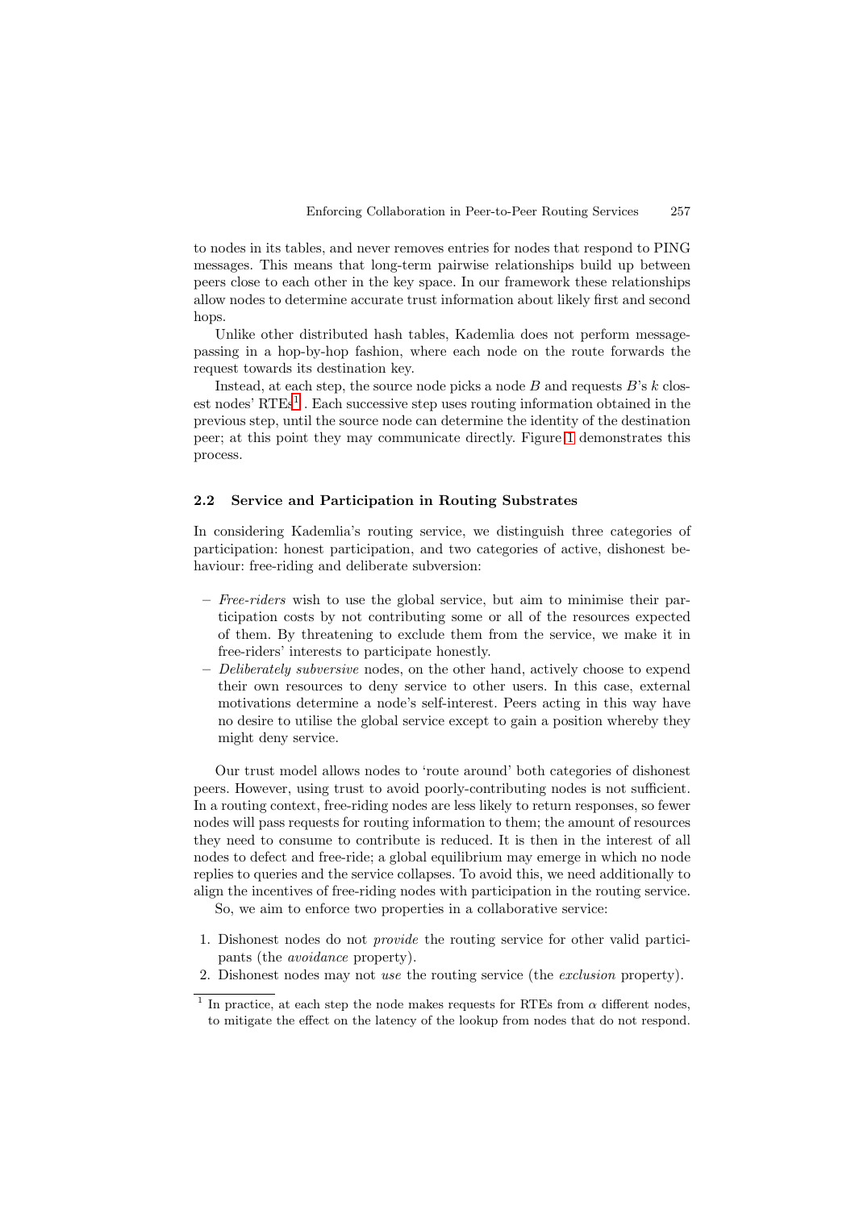to nodes in its tables, and never removes entries for nodes that respond to PING messages. This means that long-term pairwise relationships build up between peers close to each other in the key space. In our framework these relationships allow nodes to determine accurate trust information about likely first and second hops.

Unlike other distributed hash tables, Kademlia does not perform message-passing in a hop-by-hop fashion, where each node on the route forwards the request towards its destination key.

Instead, at each step, the source node picks a node $B$ and requests $B$'s $k$ closest nodes' RTEs[1]. Each successive step uses routing information obtained in the previous step, until the source node can determine the identity of the destination peer; at this point they may communicate directly. Figure 1 demonstrates this process.

### 2.2 Service and Participation in Routing Substrates

In considering Kademlia's routing service, we distinguish three categories of participation: honest participation, and two categories of active, dishonest behaviour: free-riding and deliberate subversion:

- *Free-riders* wish to use the global service, but aim to minimise their participation costs by not contributing some or all of the resources expected of them. By threatening to exclude them from the service, we make it in free-riders' interests to participate honestly.
- *Deliberately subversive* nodes, on the other hand, actively choose to expend their own resources to deny service to other users. In this case, external motivations determine a node's self-interest. Peers acting in this way have no desire to utilise the global service except to gain a position whereby they might deny service.

Our trust model allows nodes to 'route around' both categories of dishonest peers. However, using trust to avoid poorly-contributing nodes is not sufficient. In a routing context, free-riding nodes are less likely to return responses, so fewer nodes will pass requests for routing information to them; the amount of resources they need to consume to contribute is reduced. It is then in the interest of all nodes to defect and free-ride; a global equilibrium may emerge in which no node replies to queries and the service collapses. To avoid this, we need additionally to align the incentives of free-riding nodes with participation in the routing service.

So, we aim to enforce two properties in a collaborative service:

1. Dishonest nodes do not *provide* the routing service for other valid participants (the *avoidance* property).
2. Dishonest nodes may not *use* the routing service (the *exclusion* property).

[1] In practice, at each step the node makes requests for RTEs from $\alpha$ different nodes, to mitigate the effect on the latency of the lookup from nodes that do not respond.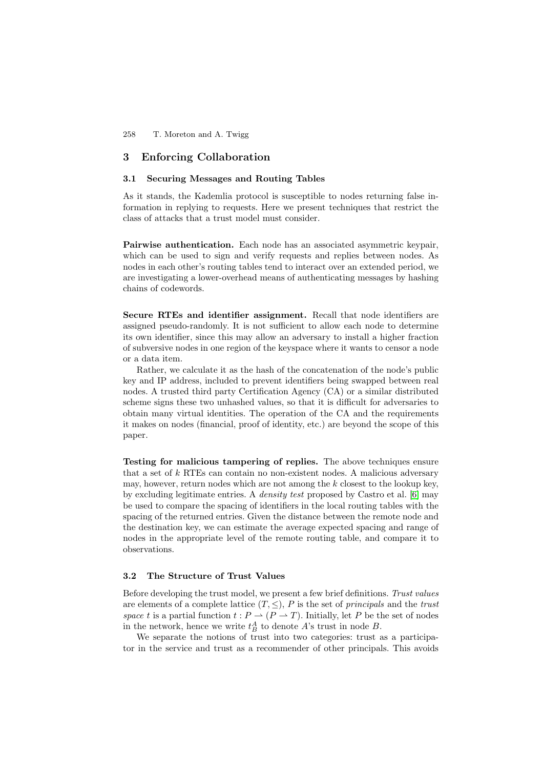## 3 Enforcing Collaboration

### 3.1 Securing Messages and Routing Tables

As it stands, the Kademlia protocol is susceptible to nodes returning false information in replying to requests. Here we present techniques that restrict the class of attacks that a trust model must consider.

**Pairwise authentication.** Each node has an associated asymmetric keypair, which can be used to sign and verify requests and replies between nodes. As nodes in each other's routing tables tend to interact over an extended period, we are investigating a lower-overhead means of authenticating messages by hashing chains of codewords.

**Secure RTEs and identifier assignment.** Recall that node identifiers are assigned pseudo-randomly. It is not sufficient to allow each node to determine its own identifier, since this may allow an adversary to install a higher fraction of subversive nodes in one region of the keyspace where it wants to censor a node or a data item.

Rather, we calculate it as the hash of the concatenation of the node's public key and IP address, included to prevent identifiers being swapped between real nodes. A trusted third party Certification Agency (CA) or a similar distributed scheme signs these two unhashed values, so that it is difficult for adversaries to obtain many virtual identities. The operation of the CA and the requirements it makes on nodes (financial, proof of identity, etc.) are beyond the scope of this paper.

**Testing for malicious tampering of replies.** The above techniques ensure that a set of $k$ RTEs can contain no non-existent nodes. A malicious adversary may, however, return nodes which are not among the $k$ closest to the lookup key, by excluding legitimate entries. A *density test* proposed by Castro et al. [6] may be used to compare the spacing of identifiers in the local routing tables with the spacing of the returned entries. Given the distance between the remote node and the destination key, we can estimate the average expected spacing and range of nodes in the appropriate level of the remote routing table, and compare it to observations.

### 3.2 The Structure of Trust Values

Before developing the trust model, we present a few brief definitions. *Trust values* are elements of a complete lattice $(T, \leq)$, $P$ is the set of *principals* and the *trust space* $t$ is a partial function $t : P \rightharpoonup (P \rightharpoonup T)$. Initially, let $P$ be the set of nodes in the network, hence we write $t_B^A$ to denote $A$'s trust in node $B$.

We separate the notions of trust into two categories: trust as a participator in the service and trust as a recommender of other principals. This avoids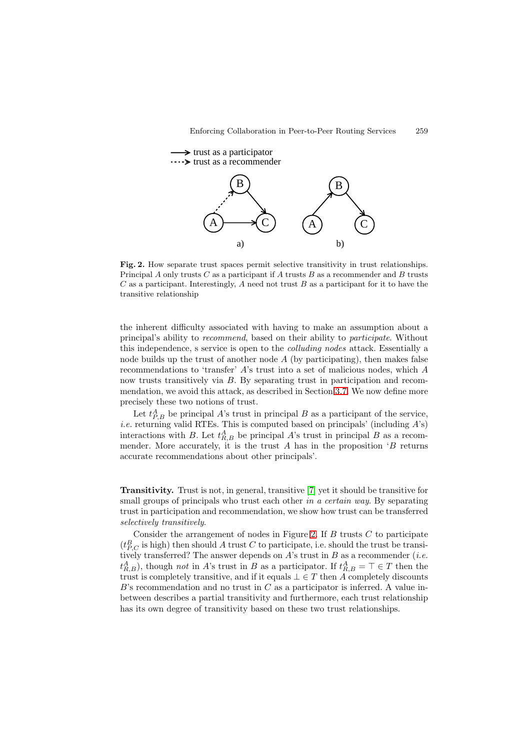**Fig. 2.** How separate trust spaces permit selective transitivity in trust relationships. Principal $A$ only trusts $C$ as a participant if $A$ trusts $B$ as a recommender and $B$ trusts $C$ as a participant. Interestingly, $A$ need not trust $B$ as a participant for it to have the transitive relationship

the inherent difficulty associated with having to make an assumption about a principal's ability to *recommend*, based on their ability to *participate*. Without this independence, s service is open to the *colluding nodes* attack. Essentially a node builds up the trust of another node $A$ (by participating), then makes false recommendations to 'transfer' $A$'s trust into a set of malicious nodes, which $A$ now trusts transitively via $B$. By separating trust in participation and recommendation, we avoid this attack, as described in Section 3.7. We now define more precisely these two notions of trust.

Let $t^A_{P,B}$ be principal $A$'s trust in principal $B$ as a participant of the service, *i.e.* returning valid RTEs. This is computed based on principals' (including $A$'s) interactions with $B$. Let $t^A_{R,B}$ be principal $A$'s trust in principal $B$ as a recommender. More accurately, it is the trust $A$ has in the proposition '$B$ returns accurate recommendations about other principals'.

**Transitivity.** Trust is not, in general, transitive [7] yet it should be transitive for small groups of principals who trust each other *in a certain way*. By separating trust in participation and recommendation, we show how trust can be transferred *selectively transitively*.

Consider the arrangement of nodes in Figure 2. If $B$ trusts $C$ to participate ($t^B_{P,C}$ is high) then should $A$ trust $C$ to participate, i.e. should the trust be transitively transferred? The answer depends on $A$'s trust in $B$ as a recommender (*i.e.* $t^A_{R,B}$), though *not* in $A$'s trust in $B$ as a participator. If $t^A_{R,B} = \top \in T$ then the trust is completely transitive, and if it equals $\bot \in T$ then $A$ completely discounts $B$'s recommendation and no trust in $C$ as a participator is inferred. A value inbetween describes a partial transitivity and furthermore, each trust relationship has its own degree of transitivity based on these two trust relationships.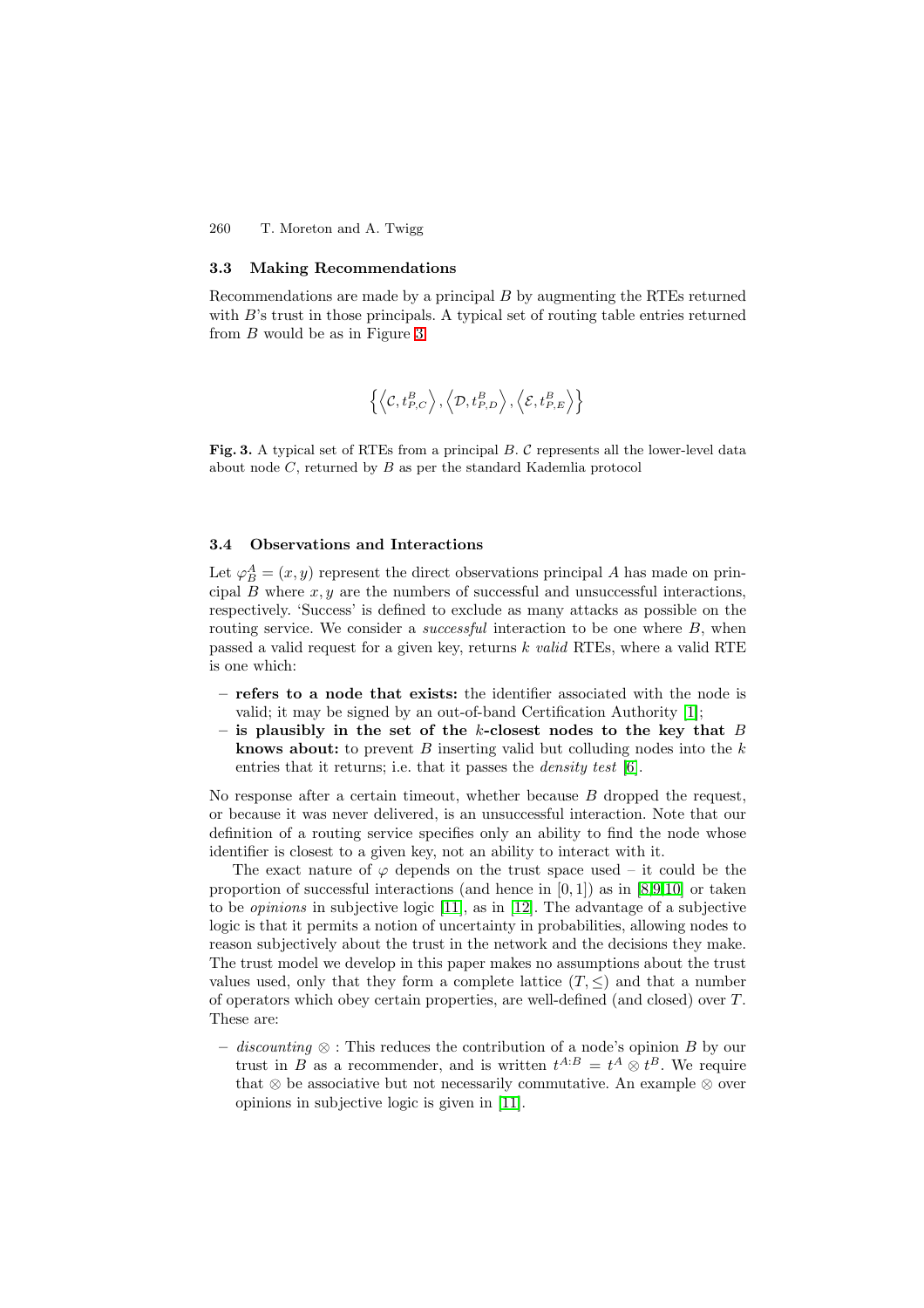### 3.3 Making Recommendations

Recommendations are made by a principal $B$ by augmenting the RTEs returned with $B$'s trust in those principals. A typical set of routing table entries returned from $B$ would be as in Figure 3.

$$\left\{ \left\langle \mathcal{C}, t^B_{P,C} \right\rangle, \left\langle \mathcal{D}, t^B_{P,D} \right\rangle, \left\langle \mathcal{E}, t^B_{P,E} \right\rangle \right\}$$

**Fig. 3.** A typical set of RTEs from a principal $B$. $\mathcal{C}$ represents all the lower-level data about node $C$, returned by $B$ as per the standard Kademlia protocol

### 3.4 Observations and Interactions

Let $\varphi^A_B = (x, y)$ represent the direct observations principal $A$ has made on principal $B$ where $x, y$ are the numbers of successful and unsuccessful interactions, respectively. 'Success' is defined to exclude as many attacks as possible on the routing service. We consider a *successful* interaction to be one where $B$, when passed a valid request for a given key, returns $k$ *valid* RTEs, where a valid RTE is one which:

- **refers to a node that exists:** the identifier associated with the node is valid; it may be signed by an out-of-band Certification Authority [1];
- **is plausibly in the set of the $k$-closest nodes to the key that $B$ knows about:** to prevent $B$ inserting valid but colluding nodes into the $k$ entries that it returns; i.e. that it passes the *density test* [6].

No response after a certain timeout, whether because $B$ dropped the request, or because it was never delivered, is an unsuccessful interaction. Note that our definition of a routing service specifies only an ability to find the node whose identifier is closest to a given key, not an ability to interact with it.

The exact nature of $\varphi$ depends on the trust space used – it could be the proportion of successful interactions (and hence in $[0, 1]$) as in [8,9,10] or taken to be *opinions* in subjective logic [11], as in [12]. The advantage of a subjective logic is that it permits a notion of uncertainty in probabilities, allowing nodes to reason subjectively about the trust in the network and the decisions they make. The trust model we develop in this paper makes no assumptions about the trust values used, only that they form a complete lattice $(T, \leq)$ and that a number of operators which obey certain properties, are well-defined (and closed) over $T$. These are:

- *discounting* $\otimes$ : This reduces the contribution of a node's opinion $B$ by our trust in $B$ as a recommender, and is written $t^{A:B} = t^A \otimes t^B$. We require that $\otimes$ be associative but not necessarily commutative. An example $\otimes$ over opinions in subjective logic is given in [11].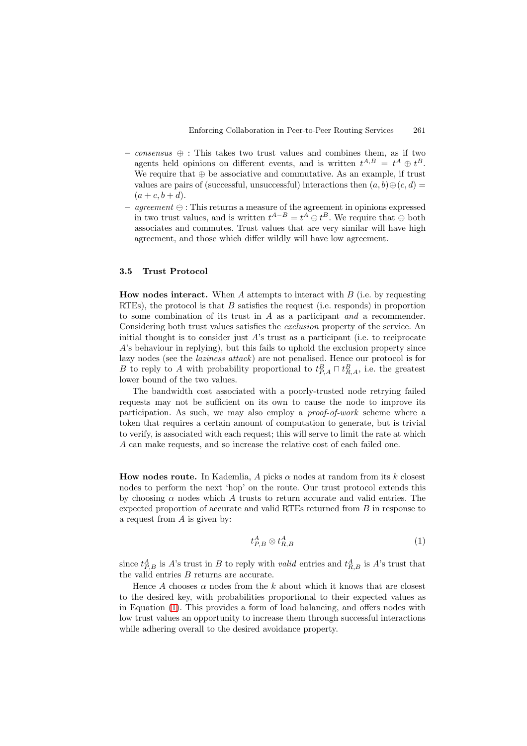- *consensus* $\oplus$ : This takes two trust values and combines them, as if two agents held opinions on different events, and is written $t^{A,B} = t^A \oplus t^B$. We require that $\oplus$ be associative and commutative. As an example, if trust values are pairs of (successful, unsuccessful) interactions then $(a, b) \oplus (c, d) = (a + c, b + d)$.
- *agreement* $\ominus$ : This returns a measure of the agreement in opinions expressed in two trust values, and is written $t^{A-B} = t^A \ominus t^B$. We require that $\ominus$ both associates and commutes. Trust values that are very similar will have high agreement, and those which differ wildly will have low agreement.

### 3.5 Trust Protocol

**How nodes interact.** When $A$ attempts to interact with $B$ (i.e. by requesting RTEs), the protocol is that $B$ satisfies the request (i.e. responds) in proportion to some combination of its trust in $A$ as a participant *and* a recommender. Considering both trust values satisfies the *exclusion* property of the service. An initial thought is to consider just $A$'s trust as a participant (i.e. to reciprocate $A$'s behaviour in replying), but this fails to uphold the exclusion property since lazy nodes (see the *laziness attack*) are not penalised. Hence our protocol is for $B$ to reply to $A$ with probability proportional to $t^B_{P,A} \sqcap t^B_{R,A}$, i.e. the greatest lower bound of the two values.

The bandwidth cost associated with a poorly-trusted node retrying failed requests may not be sufficient on its own to cause the node to improve its participation. As such, we may also employ a *proof-of-work* scheme where a token that requires a certain amount of computation to generate, but is trivial to verify, is associated with each request; this will serve to limit the rate at which $A$ can make requests, and so increase the relative cost of each failed one.

**How nodes route.** In Kademlia, $A$ picks $\alpha$ nodes at random from its $k$ closest nodes to perform the next 'hop' on the route. Our trust protocol extends this by choosing $\alpha$ nodes which $A$ trusts to return accurate and valid entries. The expected proportion of accurate and valid RTEs returned from $B$ in response to a request from $A$ is given by:

$$t^A_{P,B} \otimes t^A_{R,B} \tag{1}$$

since $t^A_{P,B}$ is $A$'s trust in $B$ to reply with *valid* entries and $t^A_{R,B}$ is $A$'s trust that the valid entries $B$ returns are accurate.

Hence $A$ chooses $\alpha$ nodes from the $k$ about which it knows that are closest to the desired key, with probabilities proportional to their expected values as in Equation (1). This provides a form of load balancing, and offers nodes with low trust values an opportunity to increase them through successful interactions while adhering overall to the desired avoidance property.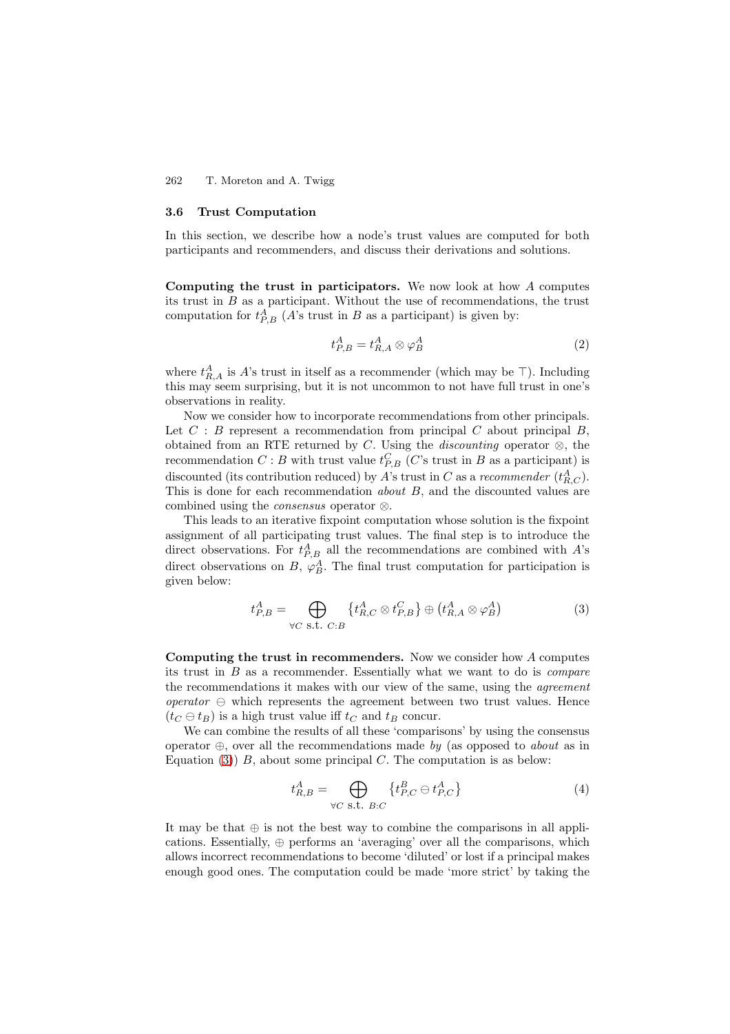### 3.6 Trust Computation

In this section, we describe how a node's trust values are computed for both participants and recommenders, and discuss their derivations and solutions.

**Computing the trust in participators.** We now look at how $A$ computes its trust in $B$ as a participant. Without the use of recommendations, the trust computation for $t^A_{P,B}$ ($A$'s trust in $B$ as a participant) is given by:

$$t^A_{P,B} = t^A_{R,A} \otimes \varphi^A_B \tag{2}$$

where $t^A_{R,A}$ is $A$'s trust in itself as a recommender (which may be $\top$). Including this may seem surprising, but it is not uncommon to not have full trust in one's observations in reality.

Now we consider how to incorporate recommendations from other principals. Let $C : B$ represent a recommendation from principal $C$ about principal $B$, obtained from an RTE returned by $C$. Using the *discounting* operator $\otimes$, the recommendation $C : B$ with trust value $t^C_{P,B}$ ($C$'s trust in $B$ as a participant) is discounted (its contribution reduced) by $A$'s trust in $C$ as a *recommender* ($t^A_{R,C}$). This is done for each recommendation *about* $B$, and the discounted values are combined using the *consensus* operator $\otimes$.

This leads to an iterative fixpoint computation whose solution is the fixpoint assignment of all participating trust values. The final step is to introduce the direct observations. For $t^A_{P,B}$ all the recommendations are combined with $A$'s direct observations on $B$, $\varphi^A_B$. The final trust computation for participation is given below:

$$t^A_{P,B} = \bigoplus_{\forall C \text{ s.t. } C:B} \{t^A_{R,C} \otimes t^C_{P,B}\} \oplus \left(t^A_{R,A} \otimes \varphi^A_B\right) \tag{3}$$

**Computing the trust in recommenders.** Now we consider how $A$ computes its trust in $B$ as a recommender. Essentially what we want to do is *compare* the recommendations it makes with our view of the same, using the *agreement operator* $\ominus$ which represents the agreement between two trust values. Hence $(t_C \ominus t_B)$ is a high trust value iff $t_C$ and $t_B$ concur.

We can combine the results of all these 'comparisons' by using the consensus operator $\oplus$, over all the recommendations made *by* (as opposed to *about* as in Equation (3)) $B$, about some principal $C$. The computation is as below:

$$t^A_{R,B} = \bigoplus_{\forall C \text{ s.t. } B:C} \{t^B_{P,C} \ominus t^A_{P,C}\} \tag{4}$$

It may be that $\oplus$ is not the best way to combine the comparisons in all applications. Essentially, $\oplus$ performs an 'averaging' over all the comparisons, which allows incorrect recommendations to become 'diluted' or lost if a principal makes enough good ones. The computation could be made 'more strict' by taking the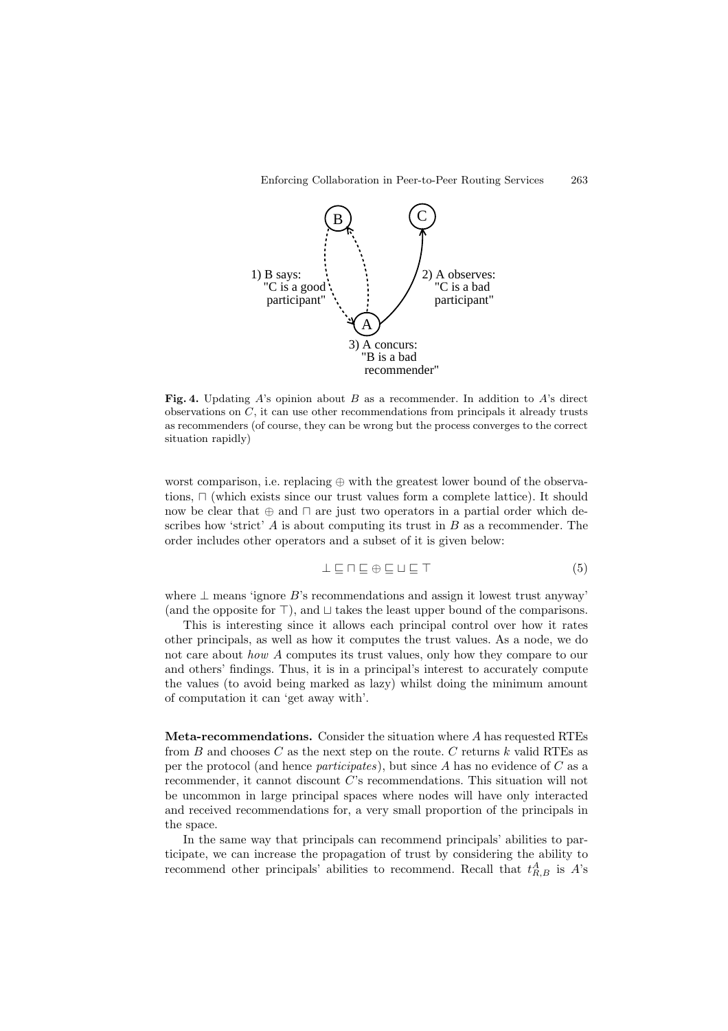**Fig. 4.** Updating $A$'s opinion about $B$ as a recommender. In addition to $A$'s direct observations on $C$, it can use other recommendations from principals it already trusts as recommenders (of course, they can be wrong but the process converges to the correct situation rapidly)

worst comparison, i.e. replacing $\oplus$ with the greatest lower bound of the observations, $\sqcap$ (which exists since our trust values form a complete lattice). It should now be clear that $\oplus$ and $\sqcap$ are just two operators in a partial order which describes how 'strict' $A$ is about computing its trust in $B$ as a recommender. The order includes other operators and a subset of it is given below:

$$\bot \sqsubseteq \sqcap \sqsubseteq \oplus \sqsubseteq \sqcup \sqsubseteq \top \tag{5}$$

where $\bot$ means 'ignore $B$'s recommendations and assign it lowest trust anyway' (and the opposite for $\top$), and $\sqcup$ takes the least upper bound of the comparisons.

This is interesting since it allows each principal control over how it rates other principals, as well as how it computes the trust values. As a node, we do not care about *how* $A$ computes its trust values, only how they compare to our and others' findings. Thus, it is in a principal's interest to accurately compute the values (to avoid being marked as lazy) whilst doing the minimum amount of computation it can 'get away with'.

**Meta-recommendations.** Consider the situation where $A$ has requested RTEs from $B$ and chooses $C$ as the next step on the route. $C$ returns $k$ valid RTEs as per the protocol (and hence *participates*), but since $A$ has no evidence of $C$ as a recommender, it cannot discount $C$'s recommendations. This situation will not be uncommon in large principal spaces where nodes will have only interacted and received recommendations for, a very small proportion of the principals in the space.

In the same way that principals can recommend principals' abilities to participate, we can increase the propagation of trust by considering the ability to recommend other principals' abilities to recommend. Recall that $t^A_{R,B}$ is $A$'s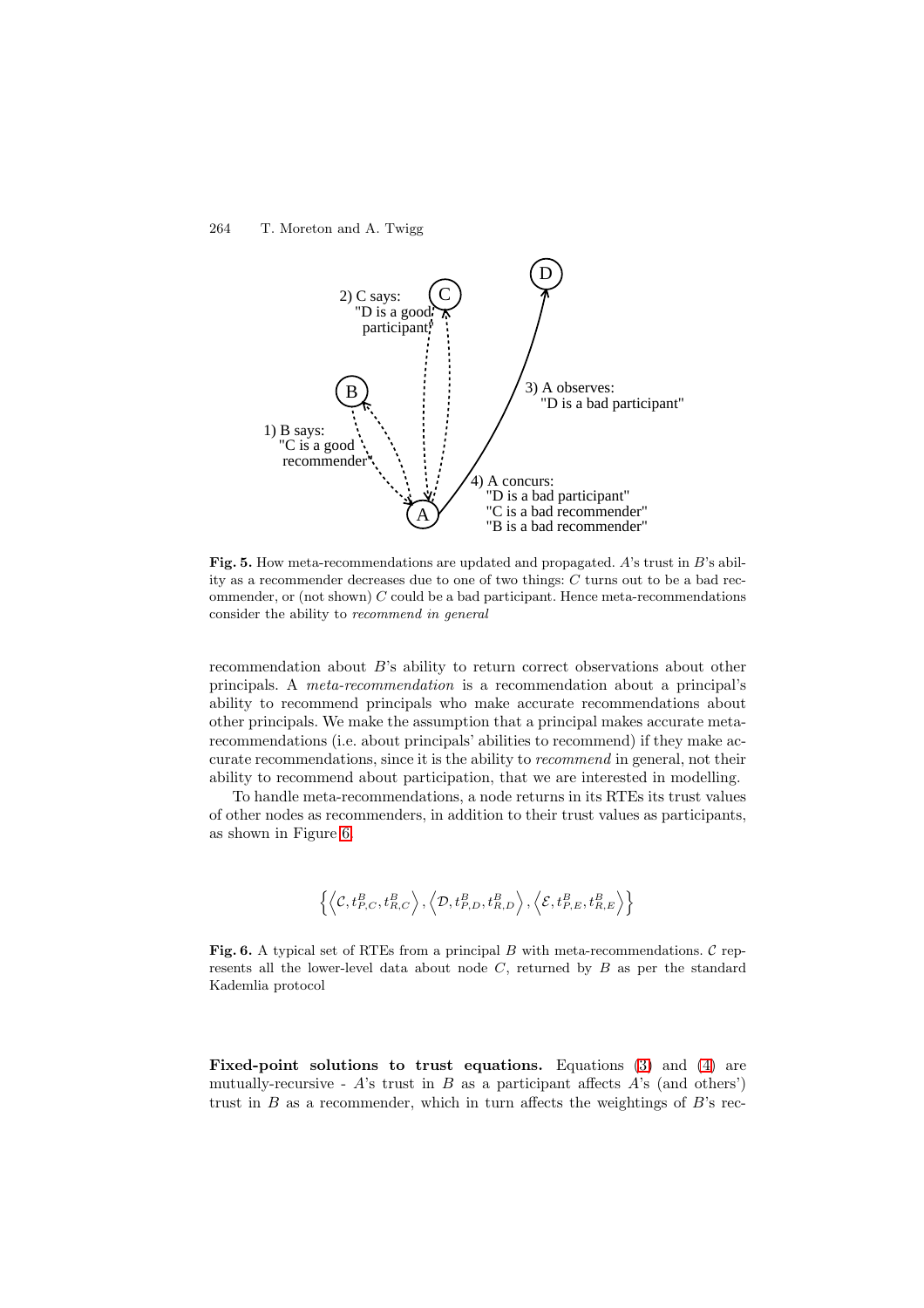**Fig. 5.** How meta-recommendations are updated and propagated. $A$'s trust in $B$'s ability as a recommender decreases due to one of two things: $C$ turns out to be a bad recommender, or (not shown) $C$ could be a bad participant. Hence meta-recommendations consider the ability to *recommend in general*

recommendation about $B$'s ability to return correct observations about other principals. A *meta-recommendation* is a recommendation about a principal's ability to recommend principals who make accurate recommendations about other principals. We make the assumption that a principal makes accurate meta-recommendations (i.e. about principals' abilities to recommend) if they make accurate recommendations, since it is the ability to *recommend* in general, not their ability to recommend about participation, that we are interested in modelling.

To handle meta-recommendations, a node returns in its RTEs its trust values of other nodes as recommenders, in addition to their trust values as participants, as shown in Figure 6.

$$\left\{ \left\langle \mathcal{C}, t^B_{P,C}, t^B_{R,C} \right\rangle, \left\langle \mathcal{D}, t^B_{P,D}, t^B_{R,D} \right\rangle, \left\langle \mathcal{E}, t^B_{P,E}, t^B_{R,E} \right\rangle \right\}$$

**Fig. 6.** A typical set of RTEs from a principal $B$ with meta-recommendations. $\mathcal{C}$ represents all the lower-level data about node $C$, returned by $B$ as per the standard Kademlia protocol

**Fixed-point solutions to trust equations.** Equations (3) and (4) are mutually-recursive - $A$'s trust in $B$ as a participant affects $A$'s (and others') trust in $B$ as a recommender, which in turn affects the weightings of $B$'s rec-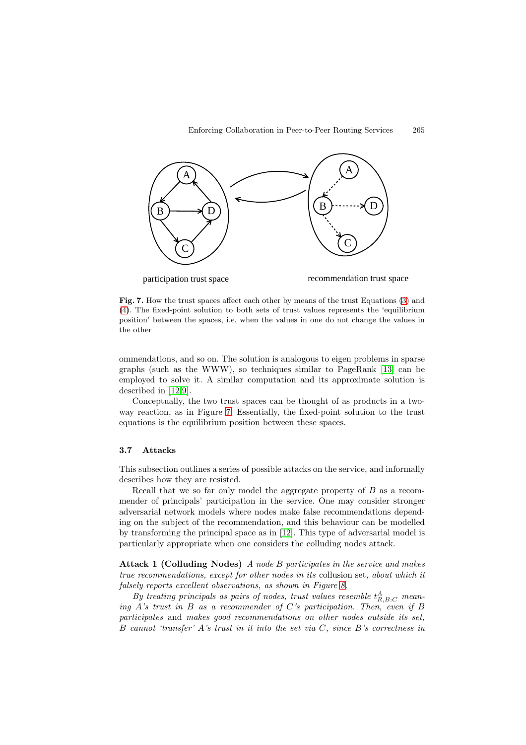participation trust space                recommendation trust space

**Fig. 7.** How the trust spaces affect each other by means of the trust Equations (3) and (4). The fixed-point solution to both sets of trust values represents the 'equilibrium position' between the spaces, i.e. when the values in one do not change the values in the other

ommendations, and so on. The solution is analogous to eigen problems in sparse graphs (such as the WWW), so techniques similar to PageRank [13] can be employed to solve it. A similar computation and its approximate solution is described in [12,9].

Conceptually, the two trust spaces can be thought of as products in a two-way reaction, as in Figure 7. Essentially, the fixed-point solution to the trust equations is the equilibrium position between these spaces.

### 3.7 Attacks

This subsection outlines a series of possible attacks on the service, and informally describes how they are resisted.

Recall that we so far only model the aggregate property of $B$ as a recommender of principals' participation in the service. One may consider stronger adversarial network models where nodes make false recommendations depending on the subject of the recommendation, and this behaviour can be modelled by transforming the principal space as in [12]. This type of adversarial model is particularly appropriate when one considers the colluding nodes attack.

**Attack 1 (Colluding Nodes)** *A node $B$ participates in the service and makes true recommendations, except for other nodes in its* collusion set, *about which it falsely reports excellent observations, as shown in Figure 8.*

*By treating principals as pairs of nodes, trust values resemble $t^A_{R,B:C}$ meaning $A$'s trust in $B$ as a recommender of $C$'s participation. Then, even if $B$ participates* and *makes good recommendations on other nodes outside its set, $B$ cannot 'transfer' $A$'s trust in it into the set via $C$, since $B$'s correctness in*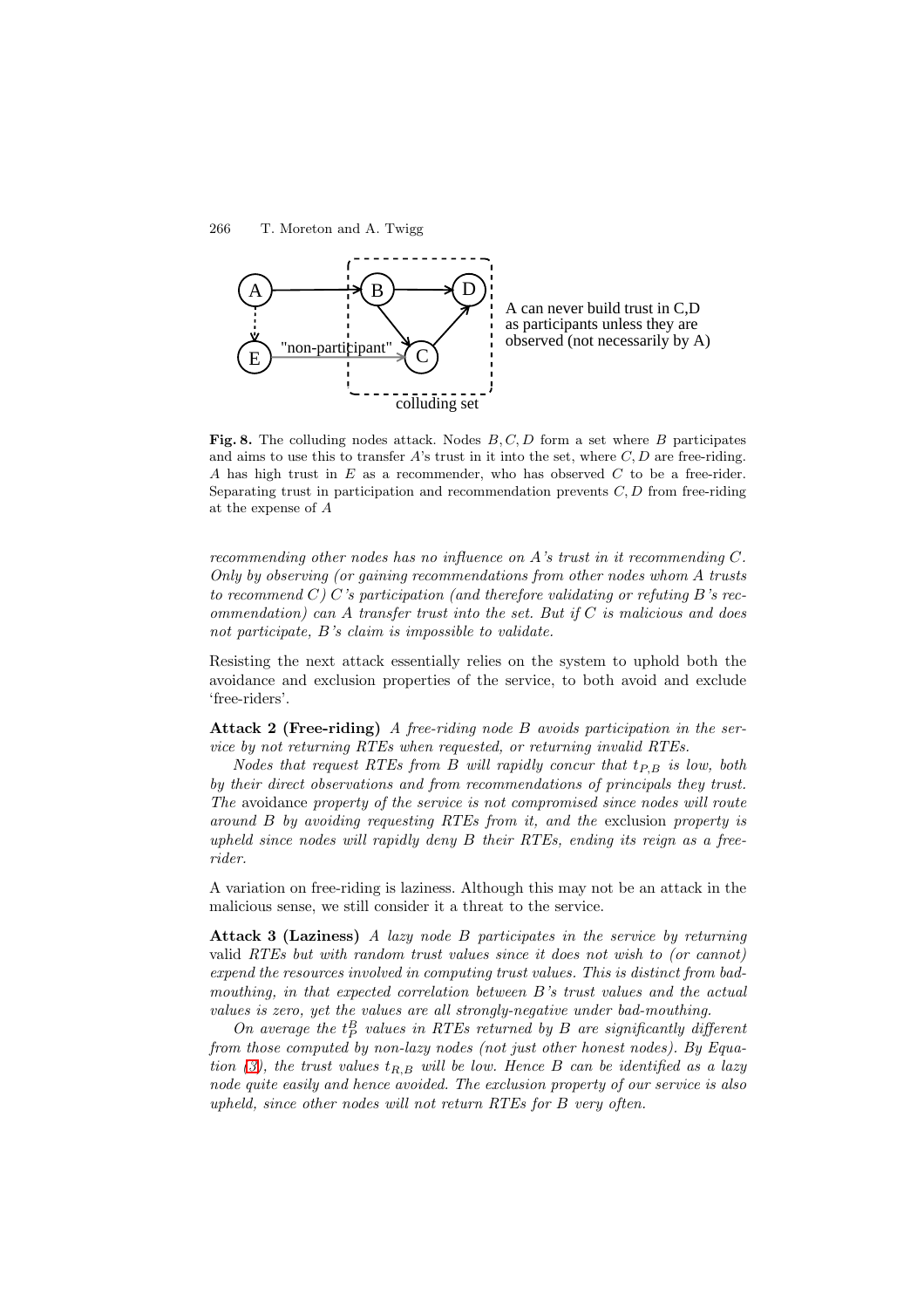A

B

D

C

E

"non-participant"

colluding set

A can never build trust in C,D as participants unless they are observed (not necessarily by A)

**Fig. 8.** The colluding nodes attack. Nodes $B, C, D$ form a set where $B$ participates and aims to use this to transfer $A$'s trust in it into the set, where $C, D$ are free-riding. $A$ has high trust in $E$ as a recommender, who has observed $C$ to be a free-rider. Separating trust in participation and recommendation prevents $C, D$ from free-riding at the expense of $A$

*recommending other nodes has no influence on $A$'s trust in it recommending $C$. Only by observing (or gaining recommendations from other nodes whom $A$ trusts to recommend $C$) $C$'s participation (and therefore validating or refuting $B$'s recommendation) can $A$ transfer trust into the set. But if $C$ is malicious and does not participate, $B$'s claim is impossible to validate.*

Resisting the next attack essentially relies on the system to uphold both the avoidance and exclusion properties of the service, to both avoid and exclude 'free-riders'.

**Attack 2 (Free-riding)** *A free-riding node $B$ avoids participation in the service by not returning RTEs when requested, or returning invalid RTEs.*

*Nodes that request RTEs from $B$ will rapidly concur that $t_{P,B}$ is low, both by their direct observations and from recommendations of principals they trust. The* avoidance *property of the service is not compromised since nodes will route around $B$ by avoiding requesting RTEs from it, and the* exclusion *property is upheld since nodes will rapidly deny $B$ their RTEs, ending its reign as a free-rider.*

A variation on free-riding is laziness. Although this may not be an attack in the malicious sense, we still consider it a threat to the service.

**Attack 3 (Laziness)** *A lazy node $B$ participates in the service by returning* valid *RTEs but with random trust values since it does not wish to (or cannot) expend the resources involved in computing trust values. This is distinct from badmouthing, in that expected correlation between $B$'s trust values and the actual values is zero, yet the values are all strongly-negative under bad-mouthing.*

*On average the $t_P^B$ values in RTEs returned by $B$ are significantly different from those computed by non-lazy nodes (not just other honest nodes). By Equation (3), the trust values $t_{R,B}$ will be low. Hence $B$ can be identified as a lazy node quite easily and hence avoided. The exclusion property of our service is also upheld, since other nodes will not return RTEs for $B$ very often.*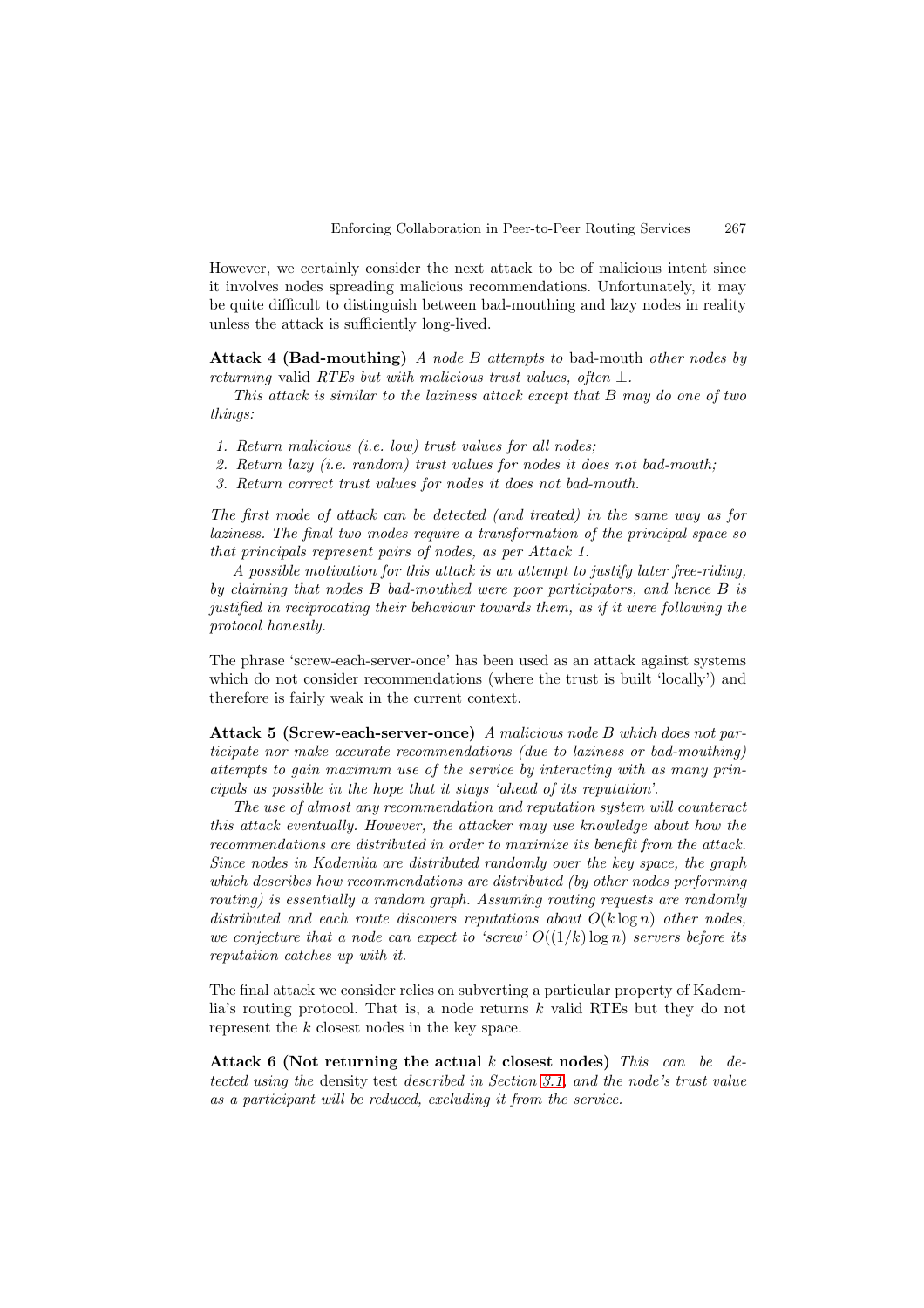However, we certainly consider the next attack to be of malicious intent since it involves nodes spreading malicious recommendations. Unfortunately, it may be quite difficult to distinguish between bad-mouthing and lazy nodes in reality unless the attack is sufficiently long-lived.

**Attack 4 (Bad-mouthing)** *A node B attempts to* bad-mouth *other nodes by returning* valid *RTEs but with malicious trust values, often* $\bot$.

*This attack is similar to the laziness attack except that B may do one of two things:*

1. *Return malicious (i.e. low) trust values for all nodes;*
2. *Return lazy (i.e. random) trust values for nodes it does not bad-mouth;*
3. *Return correct trust values for nodes it does not bad-mouth.*

*The first mode of attack can be detected (and treated) in the same way as for laziness. The final two modes require a transformation of the principal space so that principals represent pairs of nodes, as per Attack 1.*

*A possible motivation for this attack is an attempt to justify later free-riding, by claiming that nodes B bad-mouthed were poor participators, and hence B is justified in reciprocating their behaviour towards them, as if it were following the protocol honestly.*

The phrase 'screw-each-server-once' has been used as an attack against systems which do not consider recommendations (where the trust is built 'locally') and therefore is fairly weak in the current context.

**Attack 5 (Screw-each-server-once)** *A malicious node B which does not participate nor make accurate recommendations (due to laziness or bad-mouthing) attempts to gain maximum use of the service by interacting with as many principals as possible in the hope that it stays 'ahead of its reputation'.*

*The use of almost any recommendation and reputation system will counteract this attack eventually. However, the attacker may use knowledge about how the recommendations are distributed in order to maximize its benefit from the attack. Since nodes in Kademlia are distributed randomly over the key space, the graph which describes how recommendations are distributed (by other nodes performing routing) is essentially a random graph. Assuming routing requests are randomly distributed and each route discovers reputations about* $O(k \log n)$ *other nodes, we conjecture that a node can expect to 'screw'* $O((1/k) \log n)$ *servers before its reputation catches up with it.*

The final attack we consider relies on subverting a particular property of Kademlia's routing protocol. That is, a node returns $k$ valid RTEs but they do not represent the $k$ closest nodes in the key space.

**Attack 6 (Not returning the actual $k$ closest nodes)** *This can be detected using the* density test *described in Section 3.1, and the node's trust value as a participant will be reduced, excluding it from the service.*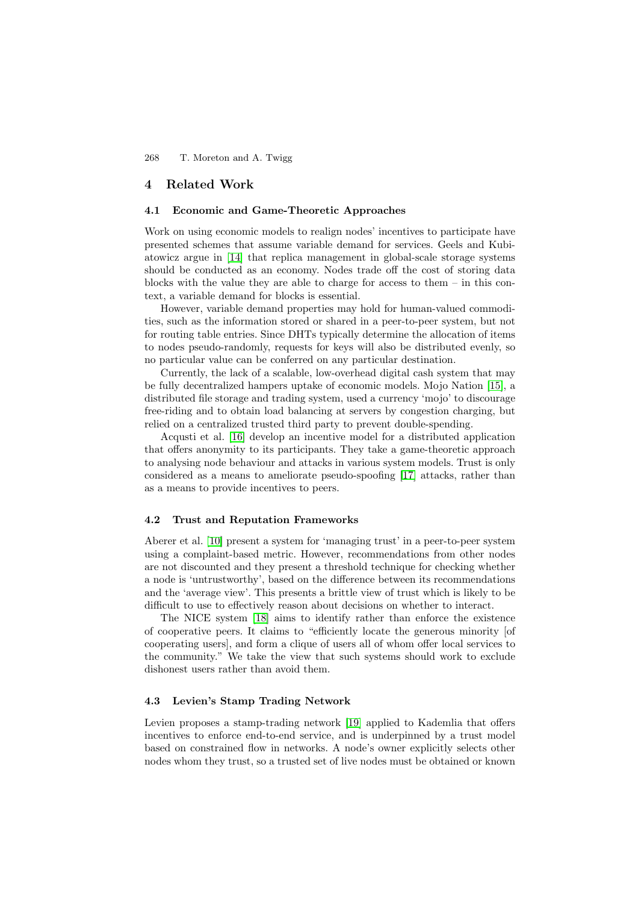## 4 Related Work

### 4.1 Economic and Game-Theoretic Approaches

Work on using economic models to realign nodes' incentives to participate have presented schemes that assume variable demand for services. Geels and Kubiatowicz argue in [14] that replica management in global-scale storage systems should be conducted as an economy. Nodes trade off the cost of storing data blocks with the value they are able to charge for access to them – in this context, a variable demand for blocks is essential.

However, variable demand properties may hold for human-valued commodities, such as the information stored or shared in a peer-to-peer system, but not for routing table entries. Since DHTs typically determine the allocation of items to nodes pseudo-randomly, requests for keys will also be distributed evenly, so no particular value can be conferred on any particular destination.

Currently, the lack of a scalable, low-overhead digital cash system that may be fully decentralized hampers uptake of economic models. Mojo Nation [15], a distributed file storage and trading system, used a currency 'mojo' to discourage free-riding and to obtain load balancing at servers by congestion charging, but relied on a centralized trusted third party to prevent double-spending.

Acqusti et al. [16] develop an incentive model for a distributed application that offers anonymity to its participants. They take a game-theoretic approach to analysing node behaviour and attacks in various system models. Trust is only considered as a means to ameliorate pseudo-spoofing [17] attacks, rather than as a means to provide incentives to peers.

### 4.2 Trust and Reputation Frameworks

Aberer et al. [10] present a system for 'managing trust' in a peer-to-peer system using a complaint-based metric. However, recommendations from other nodes are not discounted and they present a threshold technique for checking whether a node is 'untrustworthy', based on the difference between its recommendations and the 'average view'. This presents a brittle view of trust which is likely to be difficult to use to effectively reason about decisions on whether to interact.

The NICE system [18] aims to identify rather than enforce the existence of cooperative peers. It claims to "efficiently locate the generous minority [of cooperating users], and form a clique of users all of whom offer local services to the community." We take the view that such systems should work to exclude dishonest users rather than avoid them.

### 4.3 Levien's Stamp Trading Network

Levien proposes a stamp-trading network [19] applied to Kademlia that offers incentives to enforce end-to-end service, and is underpinned by a trust model based on constrained flow in networks. A node's owner explicitly selects other nodes whom they trust, so a trusted set of live nodes must be obtained or known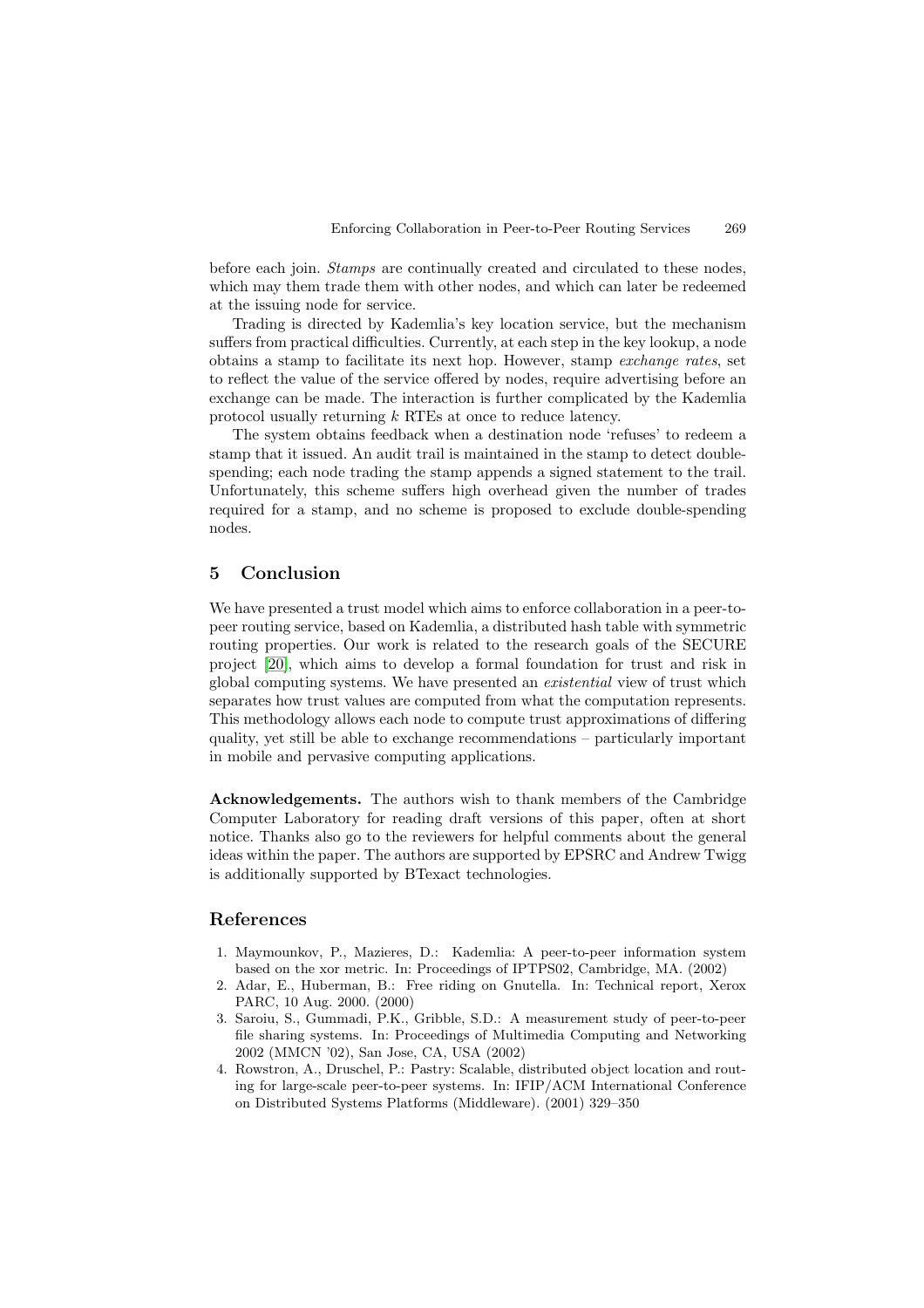before each join. *Stamps* are continually created and circulated to these nodes, which may them trade them with other nodes, and which can later be redeemed at the issuing node for service.

Trading is directed by Kademlia's key location service, but the mechanism suffers from practical difficulties. Currently, at each step in the key lookup, a node obtains a stamp to facilitate its next hop. However, stamp *exchange rates*, set to reflect the value of the service offered by nodes, require advertising before an exchange can be made. The interaction is further complicated by the Kademlia protocol usually returning $k$ RTEs at once to reduce latency.

The system obtains feedback when a destination node 'refuses' to redeem a stamp that it issued. An audit trail is maintained in the stamp to detect double-spending; each node trading the stamp appends a signed statement to the trail. Unfortunately, this scheme suffers high overhead given the number of trades required for a stamp, and no scheme is proposed to exclude double-spending nodes.

## 5 Conclusion

We have presented a trust model which aims to enforce collaboration in a peer-to-peer routing service, based on Kademlia, a distributed hash table with symmetric routing properties. Our work is related to the research goals of the SECURE project [20], which aims to develop a formal foundation for trust and risk in global computing systems. We have presented an *existential* view of trust which separates how trust values are computed from what the computation represents. This methodology allows each node to compute trust approximations of differing quality, yet still be able to exchange recommendations – particularly important in mobile and pervasive computing applications.

**Acknowledgements.** The authors wish to thank members of the Cambridge Computer Laboratory for reading draft versions of this paper, often at short notice. Thanks also go to the reviewers for helpful comments about the general ideas within the paper. The authors are supported by EPSRC and Andrew Twigg is additionally supported by BTexact technologies.

## References

1. Maymounkov, P., Mazieres, D.: Kademlia: A peer-to-peer information system based on the xor metric. In: Proceedings of IPTPS02, Cambridge, MA. (2002)
2. Adar, E., Huberman, B.: Free riding on Gnutella. In: Technical report, Xerox PARC, 10 Aug. 2000. (2000)
3. Saroiu, S., Gummadi, P.K., Gribble, S.D.: A measurement study of peer-to-peer file sharing systems. In: Proceedings of Multimedia Computing and Networking 2002 (MMCN '02), San Jose, CA, USA (2002)
4. Rowstron, A., Druschel, P.: Pastry: Scalable, distributed object location and routing for large-scale peer-to-peer systems. In: IFIP/ACM International Conference on Distributed Systems Platforms (Middleware). (2001) 329–350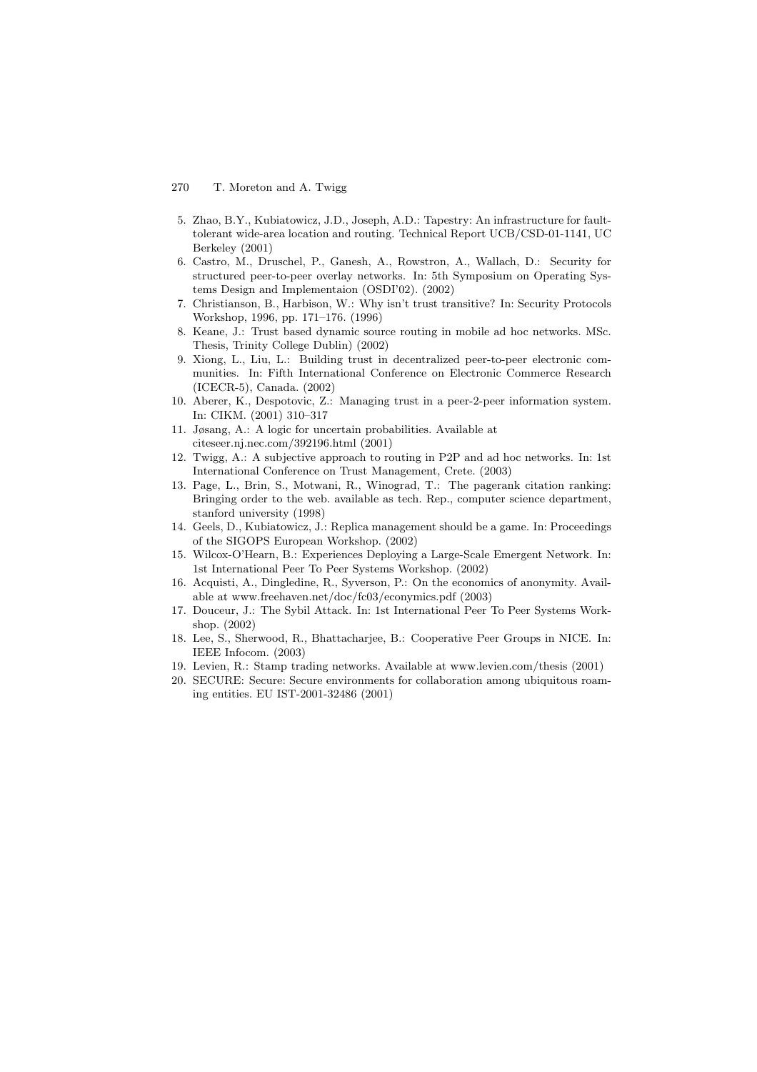5. Zhao, B.Y., Kubiatowicz, J.D., Joseph, A.D.: Tapestry: An infrastructure for fault-tolerant wide-area location and routing. Technical Report UCB/CSD-01-1141, UC Berkeley (2001)
6. Castro, M., Druschel, P., Ganesh, A., Rowstron, A., Wallach, D.: Security for structured peer-to-peer overlay networks. In: 5th Symposium on Operating Systems Design and Implementaion (OSDI'02). (2002)
7. Christianson, B., Harbison, W.: Why isn't trust transitive? In: Security Protocols Workshop, 1996, pp. 171–176. (1996)
8. Keane, J.: Trust based dynamic source routing in mobile ad hoc networks. MSc. Thesis, Trinity College Dublin) (2002)
9. Xiong, L., Liu, L.: Building trust in decentralized peer-to-peer electronic communities. In: Fifth International Conference on Electronic Commerce Research (ICECR-5), Canada. (2002)
10. Aberer, K., Despotovic, Z.: Managing trust in a peer-2-peer information system. In: CIKM. (2001) 310–317
11. Jøsang, A.: A logic for uncertain probabilities. Available at citeseer.nj.nec.com/392196.html (2001)
12. Twigg, A.: A subjective approach to routing in P2P and ad hoc networks. In: 1st International Conference on Trust Management, Crete. (2003)
13. Page, L., Brin, S., Motwani, R., Winograd, T.: The pagerank citation ranking: Bringing order to the web. available as tech. Rep., computer science department, stanford university (1998)
14. Geels, D., Kubiatowicz, J.: Replica management should be a game. In: Proceedings of the SIGOPS European Workshop. (2002)
15. Wilcox-O'Hearn, B.: Experiences Deploying a Large-Scale Emergent Network. In: 1st International Peer To Peer Systems Workshop. (2002)
16. Acquisti, A., Dingledine, R., Syverson, P.: On the economics of anonymity. Available at www.freehaven.net/doc/fc03/econymics.pdf (2003)
17. Douceur, J.: The Sybil Attack. In: 1st International Peer To Peer Systems Workshop. (2002)
18. Lee, S., Sherwood, R., Bhattacharjee, B.: Cooperative Peer Groups in NICE. In: IEEE Infocom. (2003)
19. Levien, R.: Stamp trading networks. Available at www.levien.com/thesis (2001)
20. SECURE: Secure: Secure environments for collaboration among ubiquitous roaming entities. EU IST-2001-32486 (2001)